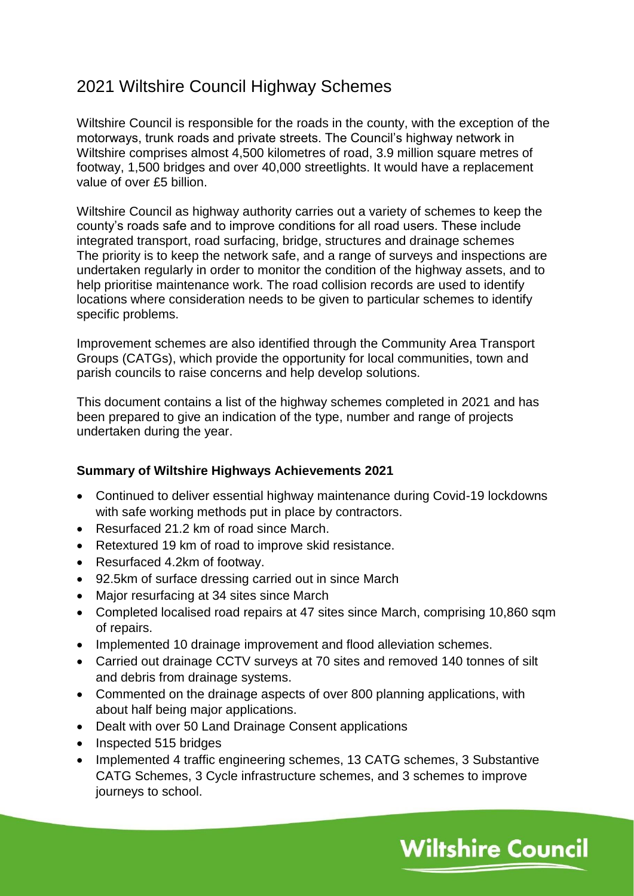# 2021 Wiltshire Council Highway Schemes

Wiltshire Council is responsible for the roads in the county, with the exception of the motorways, trunk roads and private streets. The Council's highway network in Wiltshire comprises almost 4,500 kilometres of road, 3.9 million square metres of footway, 1,500 bridges and over 40,000 streetlights. It would have a replacement value of over £5 billion.

Wiltshire Council as highway authority carries out a variety of schemes to keep the county's roads safe and to improve conditions for all road users. These include integrated transport, road surfacing, bridge, structures and drainage schemes The priority is to keep the network safe, and a range of surveys and inspections are undertaken regularly in order to monitor the condition of the highway assets, and to help prioritise maintenance work. The road collision records are used to identify locations where consideration needs to be given to particular schemes to identify specific problems.

Improvement schemes are also identified through the Community Area Transport Groups (CATGs), which provide the opportunity for local communities, town and parish councils to raise concerns and help develop solutions.

This document contains a list of the highway schemes completed in 2021 and has been prepared to give an indication of the type, number and range of projects undertaken during the year.

**Summary of Wiltshire Highways Achievements 2021**

- Continued to deliver essential highway maintenance during Covid-19 lockdowns with safe working methods put in place by contractors.
- Resurfaced 21.2 km of road since March.
- Retextured 19 km of road to improve skid resistance.
- Resurfaced 4.2km of footway.
- 92.5km of surface dressing carried out in since March
- Major resurfacing at 34 sites since March
- Completed localised road repairs at 47 sites since March, comprising 10,860 sqm of repairs.
- Implemented 10 drainage improvement and flood alleviation schemes.
- Carried out drainage CCTV surveys at 70 sites and removed 140 tonnes of silt and debris from drainage systems.
- Commented on the drainage aspects of over 800 planning applications, with about half being major applications.
- Dealt with over 50 Land Drainage Consent applications
- Inspected 515 bridges
- Implemented 4 traffic engineering schemes, 13 CATG schemes, 3 Substantive CATG Schemes, 3 Cycle infrastructure schemes, and 3 schemes to improve journeys to school.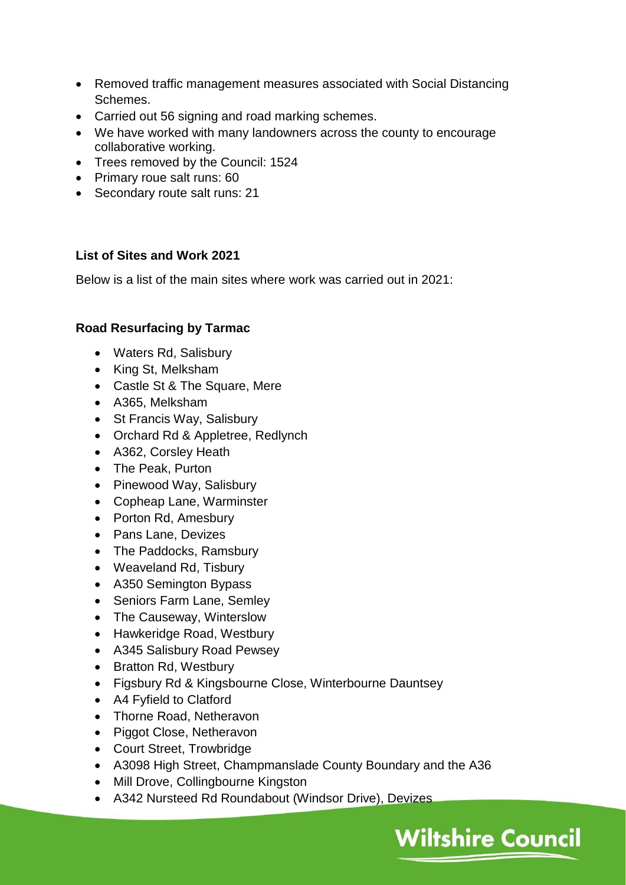- Removed traffic management measures associated with Social Distancing Schemes.
- Carried out 56 signing and road marking schemes.
- We have worked with many landowners across the county to encourage collaborative working.
- Trees removed by the Council: 1524
- Primary roue salt runs: 60
- Secondary route salt runs: 21

**List of Sites and Work 2021**

Below is a list of the main sites where work was carried out in 2021:

**Road Resurfacing by Tarmac**

- Waters Rd, Salisbury
- King St, Melksham
- Castle St & The Square, Mere
- A365, Melksham
- St Francis Way, Salisbury
- Orchard Rd & Appletree, Redlynch
- A362, Corsley Heath
- The Peak, Purton
- Pinewood Way, Salisbury
- Copheap Lane, Warminster
- Porton Rd, Amesbury
- Pans Lane, Devizes
- The Paddocks, Ramsbury
- Weaveland Rd, Tisbury
- A350 Semington Bypass
- Seniors Farm Lane, Semley
- The Causeway, Winterslow
- Hawkeridge Road, Westbury
- A345 Salisbury Road Pewsey
- Bratton Rd, Westbury
- Figsbury Rd & Kingsbourne Close, Winterbourne Dauntsey
- A4 Fyfield to Clatford
- Thorne Road, Netheravon
- Piggot Close, Netheravon
- Court Street, Trowbridge
- A3098 High Street, Champmanslade County Boundary and the A36
- Mill Drove, Collingbourne Kingston
- A342 Nursteed Rd Roundabout (Windsor Drive), Devizes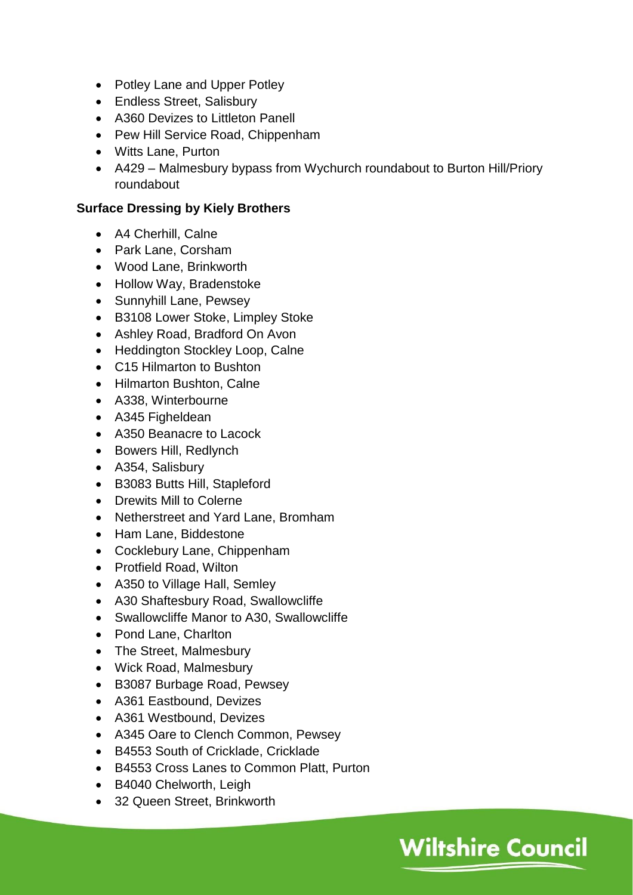- Potley Lane and Upper Potley
- Endless Street, Salisbury
- A360 Devizes to Littleton Panell
- Pew Hill Service Road, Chippenham
- Witts Lane, Purton
- A429 – Malmesbury bypass from Wychurch roundabout to Burton Hill/Priory roundabout

**Surface Dressing by Kiely Brothers**

- A4 Cherhill, Calne
- Park Lane, Corsham
- Wood Lane, Brinkworth
- Hollow Way, Bradenstoke
- Sunnyhill Lane, Pewsey
- B3108 Lower Stoke, Limpley Stoke
- Ashley Road, Bradford On Avon
- Heddington Stockley Loop, Calne
- C15 Hilmarton to Bushton
- Hilmarton Bushton, Calne
- A338, Winterbourne
- A345 Figheldean
- A350 Beanacre to Lacock
- Bowers Hill, Redlynch
- A354, Salisbury
- B3083 Butts Hill, Stapleford
- Drewits Mill to Colerne
- Netherstreet and Yard Lane, Bromham
- Ham Lane, Biddestone
- Cocklebury Lane, Chippenham
- Protfield Road, Wilton
- A350 to Village Hall, Semley
- A30 Shaftesbury Road, Swallowcliffe
- Swallowcliffe Manor to A30, Swallowcliffe
- Pond Lane, Charlton
- The Street, Malmesbury
- Wick Road, Malmesbury
- B3087 Burbage Road, Pewsey
- A361 Eastbound, Devizes
- A361 Westbound, Devizes
- A345 Oare to Clench Common, Pewsey
- B4553 South of Cricklade, Cricklade
- B4553 Cross Lanes to Common Platt, Purton
- B4040 Chelworth, Leigh
- 32 Queen Street, Brinkworth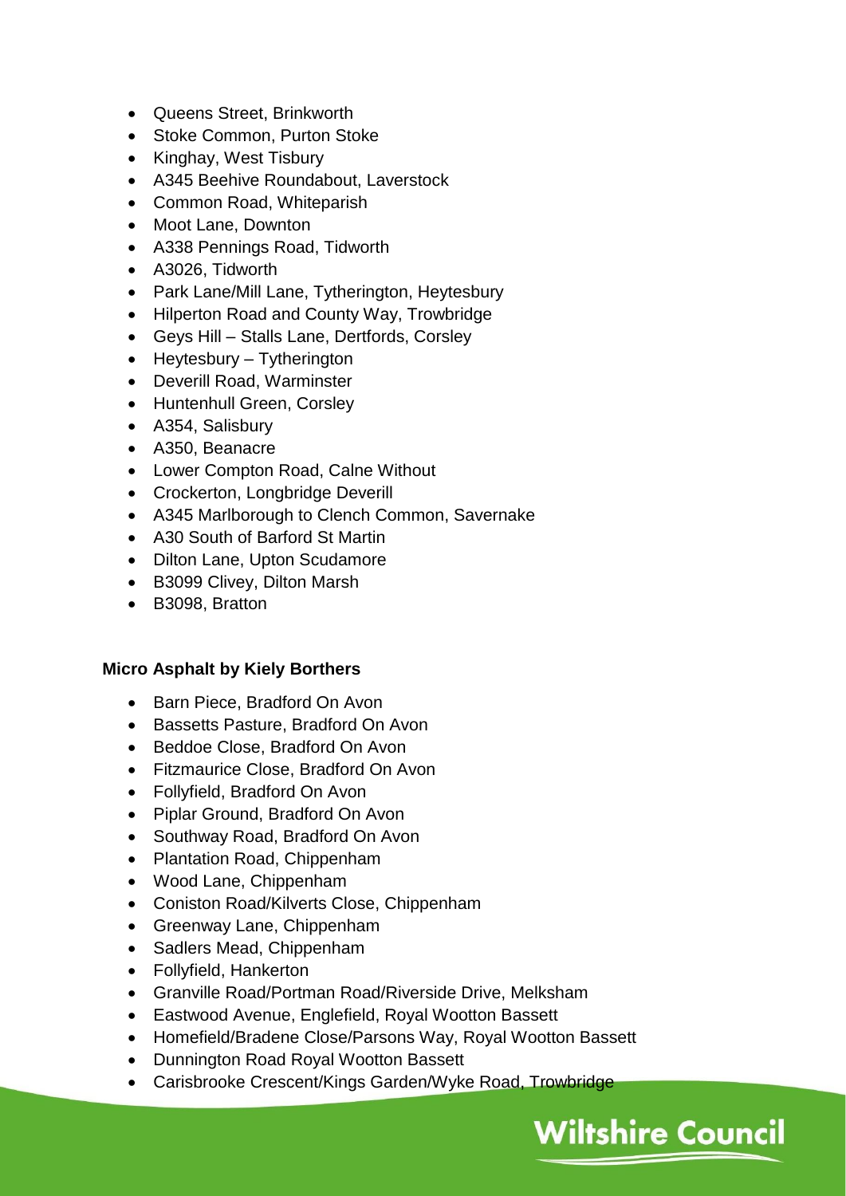- Queens Street, Brinkworth
- Stoke Common, Purton Stoke
- Kinghay, West Tisbury
- A345 Beehive Roundabout, Laverstock
- Common Road, Whiteparish
- Moot Lane, Downton
- A338 Pennings Road, Tidworth
- A3026, Tidworth
- Park Lane/Mill Lane, Tytherington, Heytesbury
- Hilperton Road and County Way, Trowbridge
- Geys Hill – Stalls Lane, Dertfords, Corsley
- Heytesbury – Tytherington
- Deverill Road, Warminster
- Huntenhull Green, Corsley
- A354, Salisbury
- A350, Beanacre
- Lower Compton Road, Calne Without
- Crockerton, Longbridge Deverill
- A345 Marlborough to Clench Common, Savernake
- A30 South of Barford St Martin
- Dilton Lane, Upton Scudamore
- B3099 Clivey, Dilton Marsh
- B3098, Bratton

**Micro Asphalt by Kiely Borthers**

- Barn Piece, Bradford On Avon
- Bassetts Pasture, Bradford On Avon
- Beddoe Close, Bradford On Avon
- Fitzmaurice Close, Bradford On Avon
- Follyfield, Bradford On Avon
- Piplar Ground, Bradford On Avon
- Southway Road, Bradford On Avon
- Plantation Road, Chippenham
- Wood Lane, Chippenham
- Coniston Road/Kilverts Close, Chippenham
- Greenway Lane, Chippenham
- Sadlers Mead, Chippenham
- Follyfield, Hankerton
- Granville Road/Portman Road/Riverside Drive, Melksham
- Eastwood Avenue, Englefield, Royal Wootton Bassett
- Homefield/Bradene Close/Parsons Way, Royal Wootton Bassett
- Dunnington Road Royal Wootton Bassett
- Carisbrooke Crescent/Kings Garden/Wyke Road, Trowbridge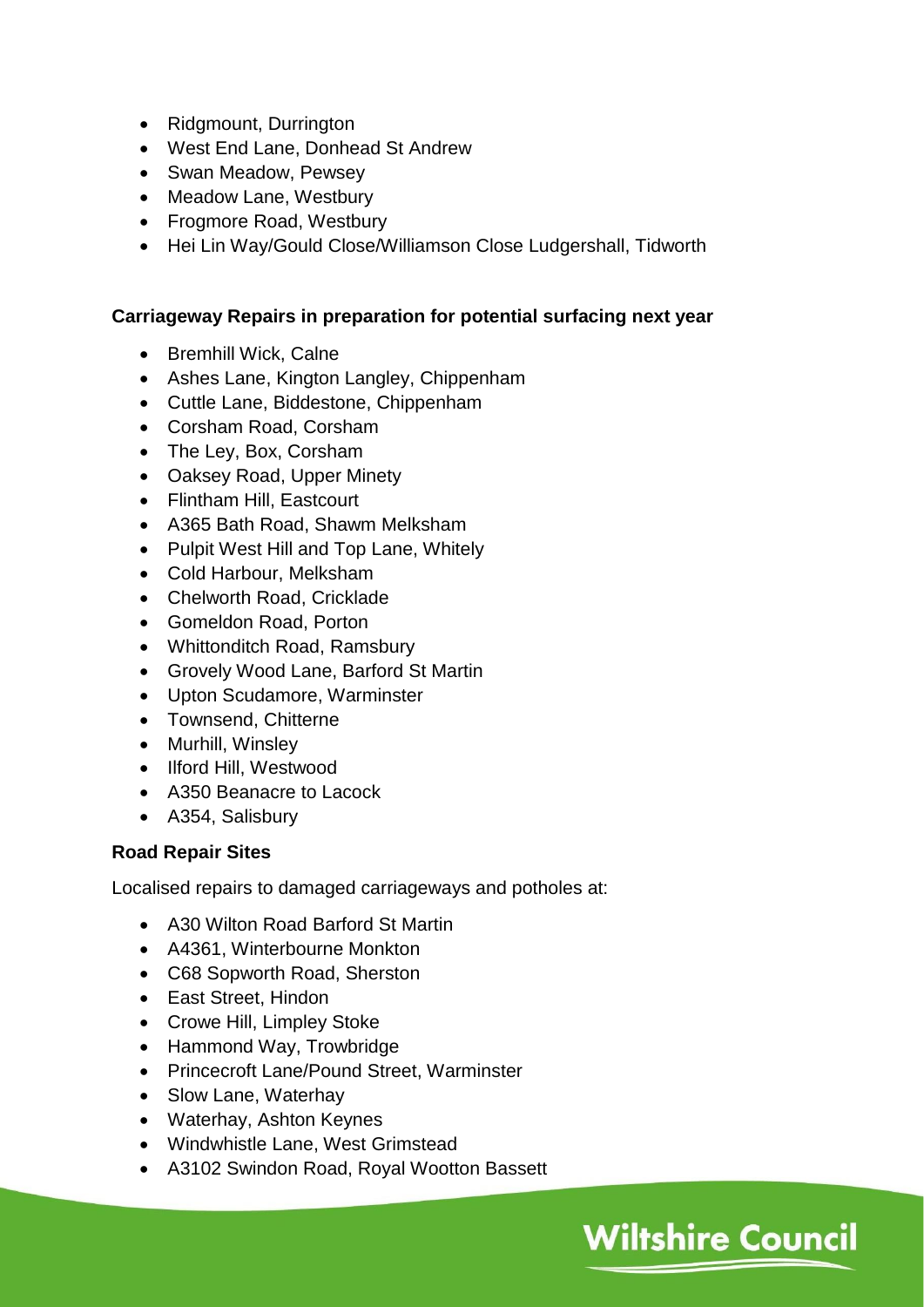- Ridgmount, Durrington
- West End Lane, Donhead St Andrew
- Swan Meadow, Pewsey
- Meadow Lane, Westbury
- Frogmore Road, Westbury
- Hei Lin Way/Gould Close/Williamson Close Ludgershall, Tidworth

**Carriageway Repairs in preparation for potential surfacing next year**

- Bremhill Wick, Calne
- Ashes Lane, Kington Langley, Chippenham
- Cuttle Lane, Biddestone, Chippenham
- Corsham Road, Corsham
- The Ley, Box, Corsham
- Oaksey Road, Upper Minety
- Flintham Hill, Eastcourt
- A365 Bath Road, Shawm Melksham
- Pulpit West Hill and Top Lane, Whitely
- Cold Harbour, Melksham
- Chelworth Road, Cricklade
- Gomeldon Road, Porton
- Whittonditch Road, Ramsbury
- Grovely Wood Lane, Barford St Martin
- Upton Scudamore, Warminster
- Townsend, Chitterne
- Murhill, Winsley
- Ilford Hill, Westwood
- A350 Beanacre to Lacock
- A354, Salisbury

**Road Repair Sites**

Localised repairs to damaged carriageways and potholes at:

- A30 Wilton Road Barford St Martin
- A4361, Winterbourne Monkton
- C68 Sopworth Road, Sherston
- East Street, Hindon
- Crowe Hill, Limpley Stoke
- Hammond Way, Trowbridge
- Princecroft Lane/Pound Street, Warminster
- Slow Lane, Waterhay
- Waterhay, Ashton Keynes
- Windwhistle Lane, West Grimstead
- A3102 Swindon Road, Royal Wootton Bassett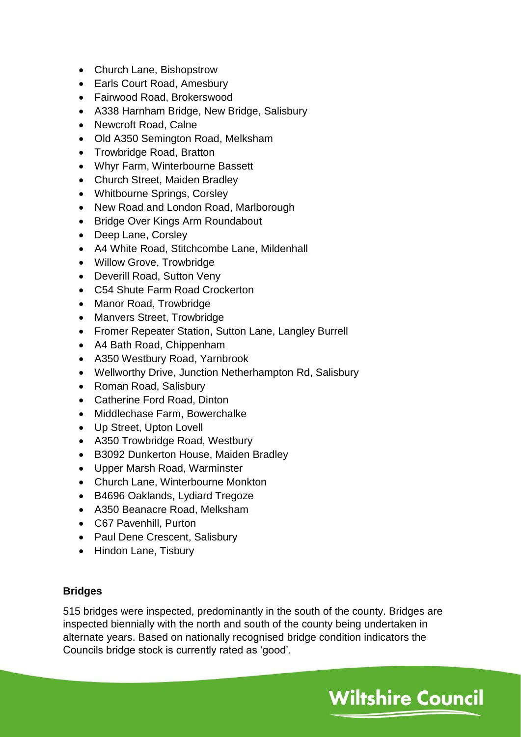- Church Lane, Bishopstrow
- Earls Court Road, Amesbury
- Fairwood Road, Brokerswood
- A338 Harnham Bridge, New Bridge, Salisbury
- Newcroft Road, Calne
- Old A350 Semington Road, Melksham
- Trowbridge Road, Bratton
- Whyr Farm, Winterbourne Bassett
- Church Street, Maiden Bradley
- Whitbourne Springs, Corsley
- New Road and London Road, Marlborough
- Bridge Over Kings Arm Roundabout
- Deep Lane, Corsley
- A4 White Road, Stitchcombe Lane, Mildenhall
- Willow Grove, Trowbridge
- Deverill Road, Sutton Veny
- C54 Shute Farm Road Crockerton
- Manor Road, Trowbridge
- Manvers Street, Trowbridge
- Fromer Repeater Station, Sutton Lane, Langley Burrell
- A4 Bath Road, Chippenham
- A350 Westbury Road, Yarnbrook
- Wellworthy Drive, Junction Netherhampton Rd, Salisbury
- Roman Road, Salisbury
- Catherine Ford Road, Dinton
- Middlechase Farm, Bowerchalke
- Up Street, Upton Lovell
- A350 Trowbridge Road, Westbury
- B3092 Dunkerton House, Maiden Bradley
- Upper Marsh Road, Warminster
- Church Lane, Winterbourne Monkton
- B4696 Oaklands, Lydiard Tregoze
- A350 Beanacre Road, Melksham
- C67 Pavenhill, Purton
- Paul Dene Crescent, Salisbury
- Hindon Lane, Tisbury

**Bridges**

515 bridges were inspected, predominantly in the south of the county. Bridges are inspected biennially with the north and south of the county being undertaken in alternate years. Based on nationally recognised bridge condition indicators the Councils bridge stock is currently rated as 'good'.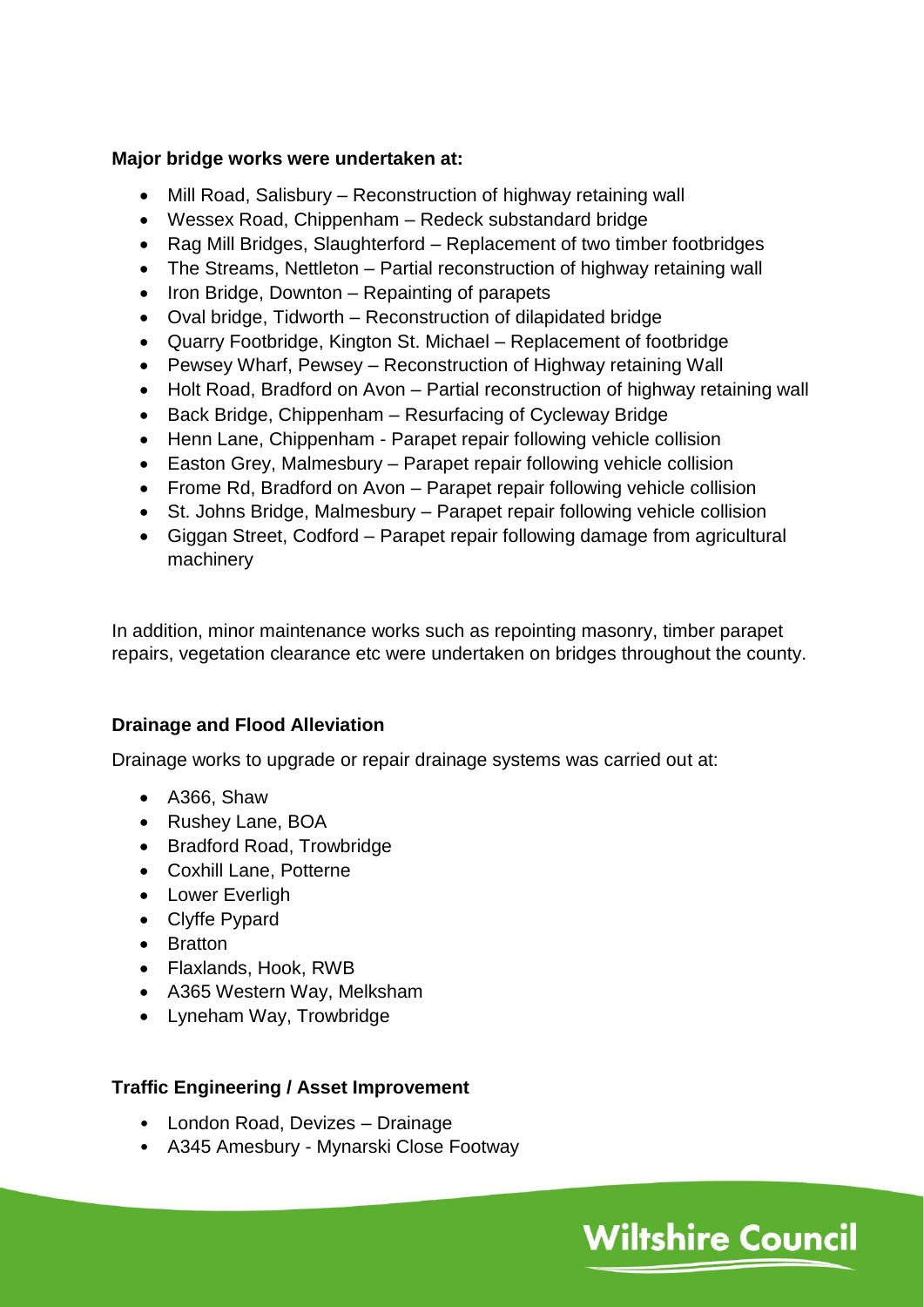**Major bridge works were undertaken at:**

- Mill Road, Salisbury – Reconstruction of highway retaining wall
- Wessex Road, Chippenham – Redeck substandard bridge
- Rag Mill Bridges, Slaughterford – Replacement of two timber footbridges
- The Streams, Nettleton – Partial reconstruction of highway retaining wall
- Iron Bridge, Downton – Repainting of parapets
- Oval bridge, Tidworth – Reconstruction of dilapidated bridge
- Quarry Footbridge, Kington St. Michael – Replacement of footbridge
- Pewsey Wharf, Pewsey – Reconstruction of Highway retaining Wall
- Holt Road, Bradford on Avon – Partial reconstruction of highway retaining wall
- Back Bridge, Chippenham – Resurfacing of Cycleway Bridge
- Henn Lane, Chippenham - Parapet repair following vehicle collision
- Easton Grey, Malmesbury – Parapet repair following vehicle collision
- Frome Rd, Bradford on Avon – Parapet repair following vehicle collision
- St. Johns Bridge, Malmesbury – Parapet repair following vehicle collision
- Giggan Street, Codford – Parapet repair following damage from agricultural machinery

In addition, minor maintenance works such as repointing masonry, timber parapet repairs, vegetation clearance etc were undertaken on bridges throughout the county.

**Drainage and Flood Alleviation**

Drainage works to upgrade or repair drainage systems was carried out at:

- A366, Shaw
- Rushey Lane, BOA
- Bradford Road, Trowbridge
- Coxhill Lane, Potterne
- Lower Everligh
- Clyffe Pypard
- Bratton
- Flaxlands, Hook, RWB
- A365 Western Way, Melksham
- Lyneham Way, Trowbridge

**Traffic Engineering / Asset Improvement**

- London Road, Devizes – Drainage
- A345 Amesbury - Mynarski Close Footway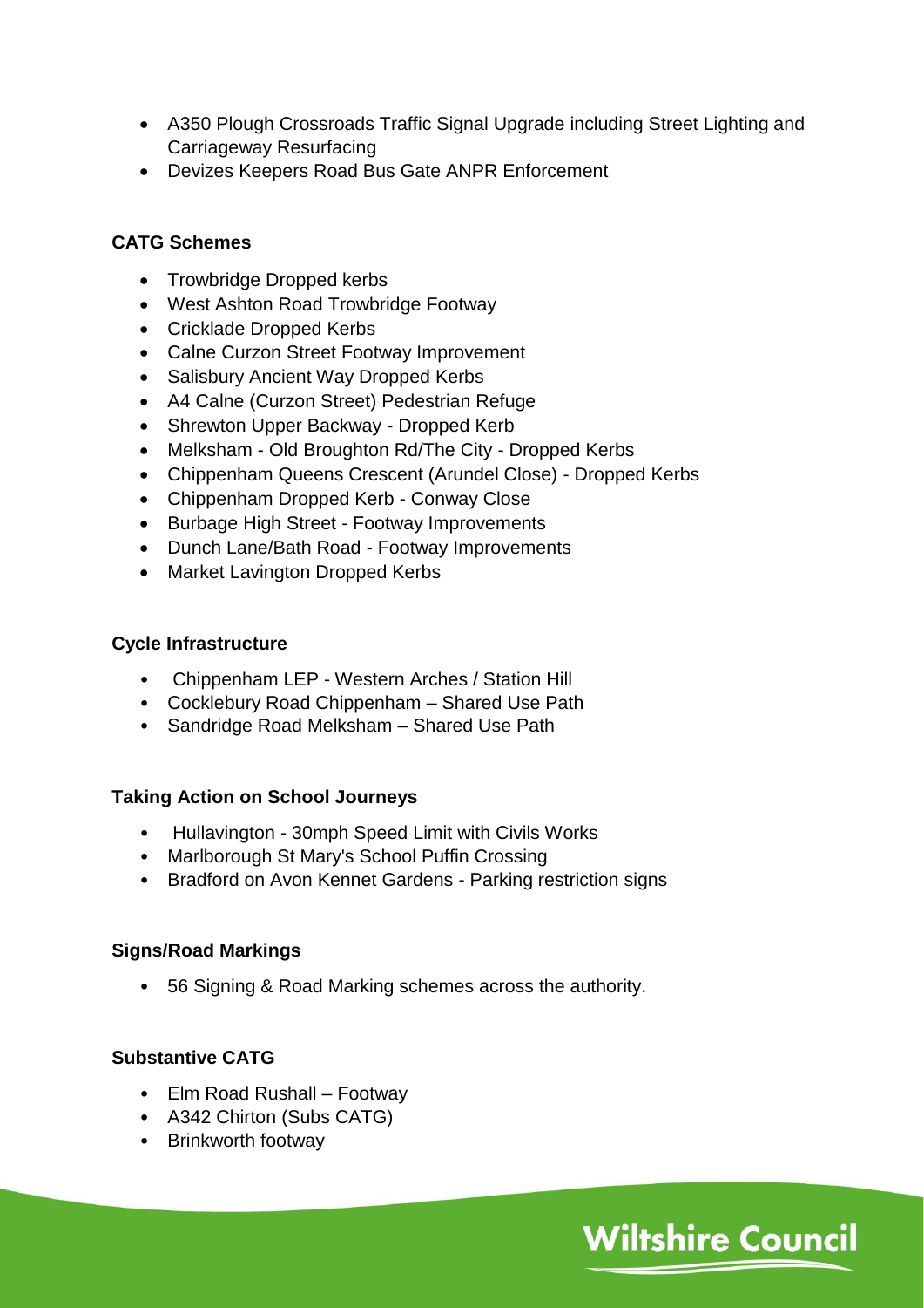- A350 Plough Crossroads Traffic Signal Upgrade including Street Lighting and Carriageway Resurfacing
- Devizes Keepers Road Bus Gate ANPR Enforcement

**CATG Schemes**

- Trowbridge Dropped kerbs
- West Ashton Road Trowbridge Footway
- Cricklade Dropped Kerbs
- Calne Curzon Street Footway Improvement
- Salisbury Ancient Way Dropped Kerbs
- A4 Calne (Curzon Street) Pedestrian Refuge
- Shrewton Upper Backway - Dropped Kerb
- Melksham - Old Broughton Rd/The City - Dropped Kerbs
- Chippenham Queens Crescent (Arundel Close) - Dropped Kerbs
- Chippenham Dropped Kerb - Conway Close
- Burbage High Street - Footway Improvements
- Dunch Lane/Bath Road - Footway Improvements
- Market Lavington Dropped Kerbs

**Cycle Infrastructure**

- Chippenham LEP - Western Arches / Station Hill
- Cocklebury Road Chippenham – Shared Use Path
- Sandridge Road Melksham – Shared Use Path

**Taking Action on School Journeys**

- Hullavington - 30mph Speed Limit with Civils Works
- Marlborough St Mary's School Puffin Crossing
- Bradford on Avon Kennet Gardens - Parking restriction signs

**Signs/Road Markings**

- 56 Signing & Road Marking schemes across the authority.

**Substantive CATG**

- Elm Road Rushall – Footway
- A342 Chirton (Subs CATG)
- Brinkworth footway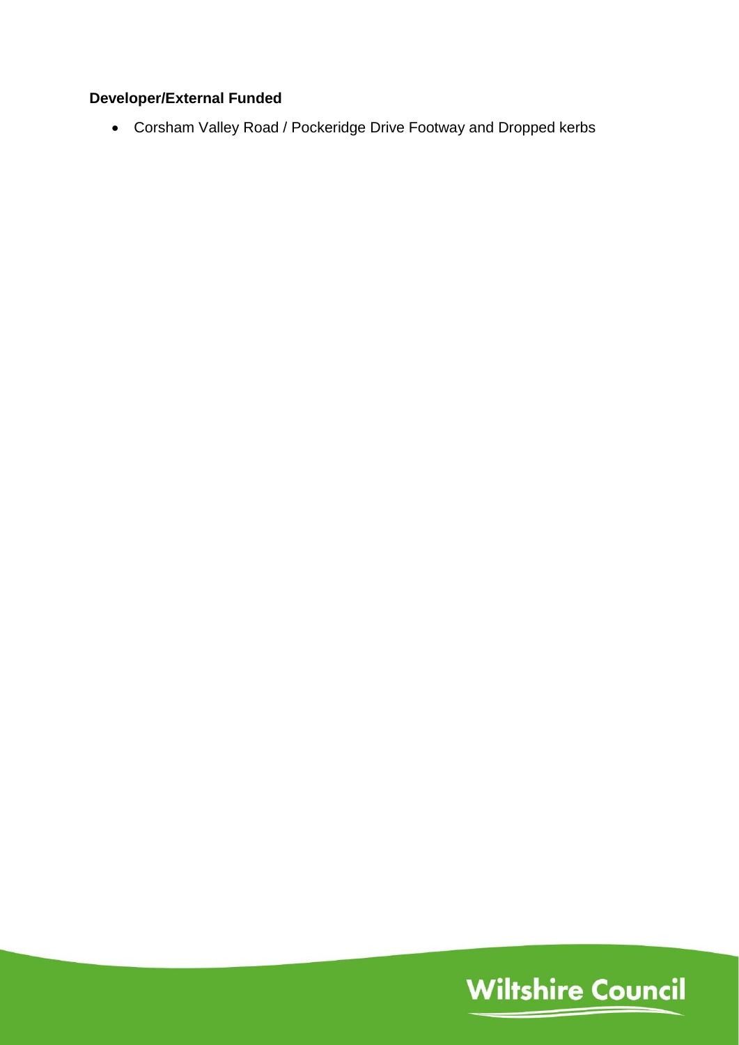**Developer/External Funded**

- Corsham Valley Road / Pockeridge Drive Footway and Dropped kerbs